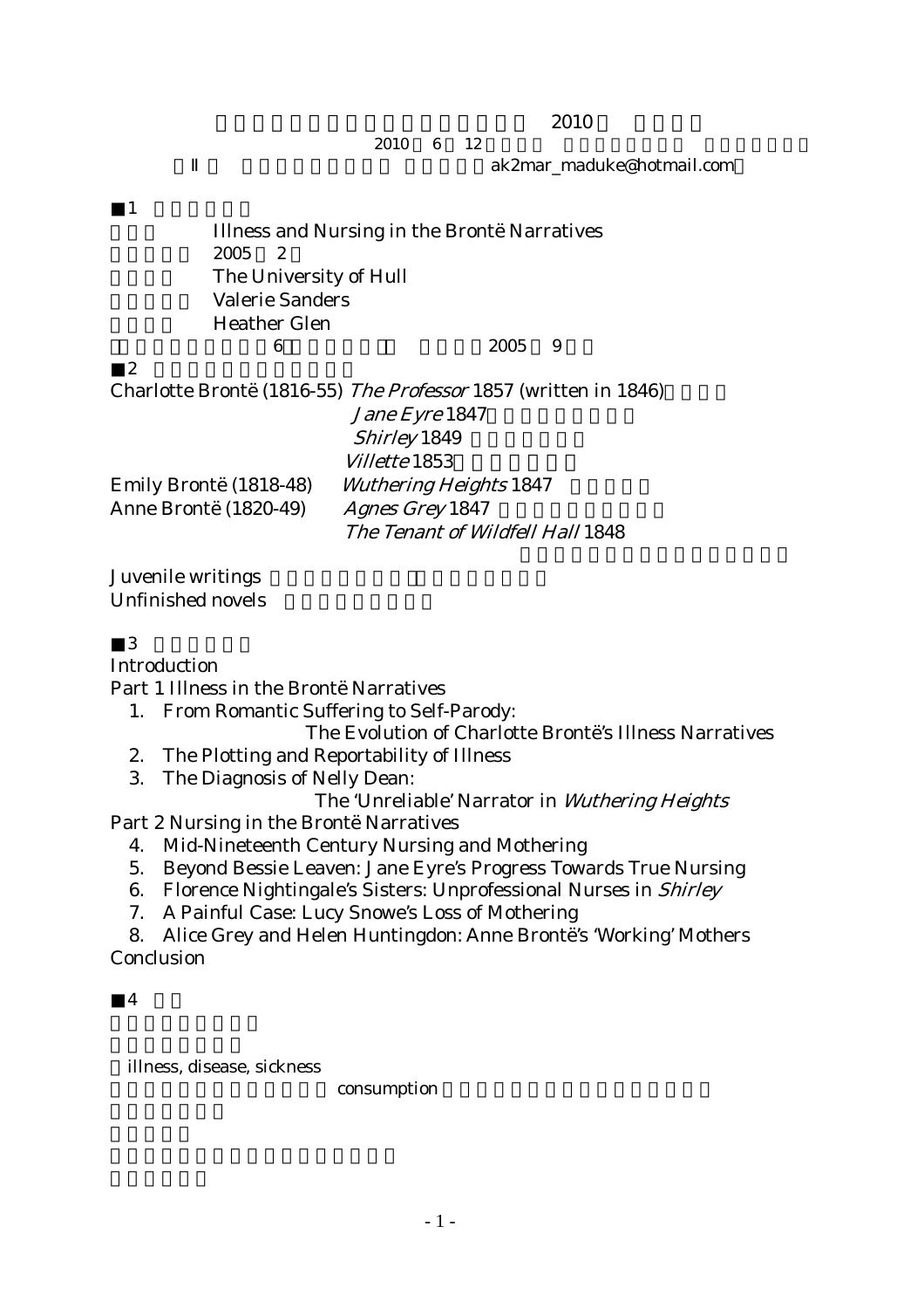2010

2010 6 12

II ak2mar_maduke@hotmail.com

■1

Illness and Nursing in the Brontë Narratives

2005 2

The University of Hull

Valerie Sanders

Heather Glen

6 2005 9

■2

Charlotte Brontë (1816-55) *The Professor* 1857 (written in 1846)

*Jane Eyre* 1847

*Shirley* 1849

*Villette* 1853

Emily Brontë (1818-48) *Wuthering Heights* 1847

Anne Brontë (1820-49) *Agnes Grey* 1847

*The Tenant of Wildfell Hall* 1848

Juvenile writings

Unfinished novels

■3

Introduction

Part 1 Illness in the Brontë Narratives

1. From Romantic Suffering to Self-Parody: The Evolution of Charlotte Brontë's Illness Narratives
2. The Plotting and Reportability of Illness
3. The Diagnosis of Nelly Dean: The 'Unreliable' Narrator in *Wuthering Heights*

Part 2 Nursing in the Brontë Narratives

4. Mid-Nineteenth Century Nursing and Mothering
5. Beyond Bessie Leaven: Jane Eyre's Progress Towards True Nursing
6. Florence Nightingale's Sisters: Unprofessional Nurses in *Shirley*
7. A Painful Case: Lucy Snowe's Loss of Mothering
8. Alice Grey and Helen Huntingdon: Anne Brontë's 'Working' Mothers

Conclusion

■4

illness, disease, sickness

consumption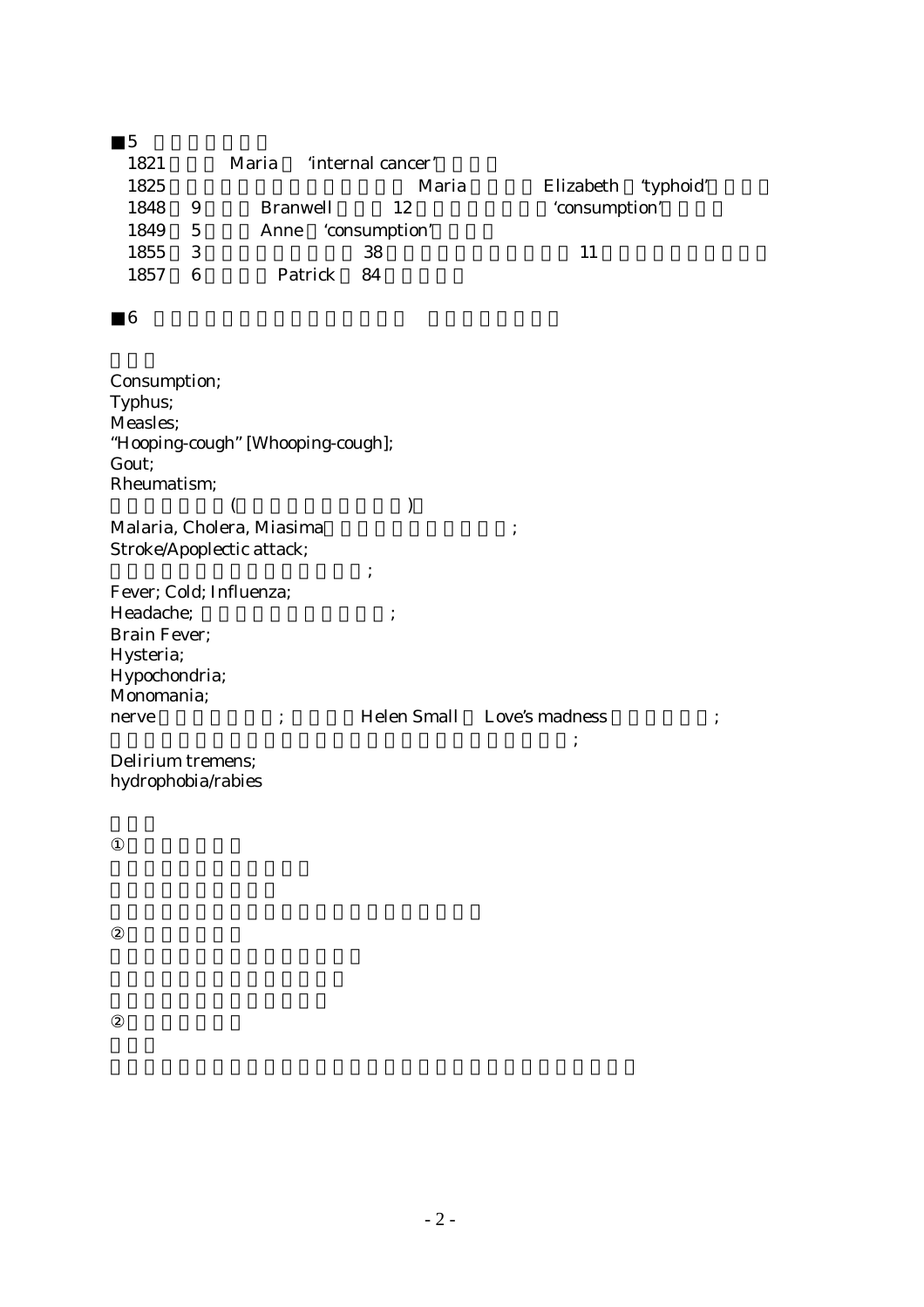■5

1821 Maria 'internal cancer'

1825 Maria Elizabeth 'typhoid'

1848 9 Branwell 12 'consumption'

1849 5 Anne 'consumption'

1855 3 38 11

1857 6 Patrick 84

■6

Consumption;
Typhus;
Measles;
"Hooping-cough" [Whooping-cough];
Gout;
Rheumatism;
( )
Malaria, Cholera, Miasima ;
Stroke/Apoplectic attack;
;
Fever; Cold; Influenza;
Headache; ;
Brain Fever;
Hysteria;
Hypochondria;
Monomania;
nerve ; Helen Small Love's madness ;
;
Delirium tremens;
hydrophobia/rabies

①

②

②